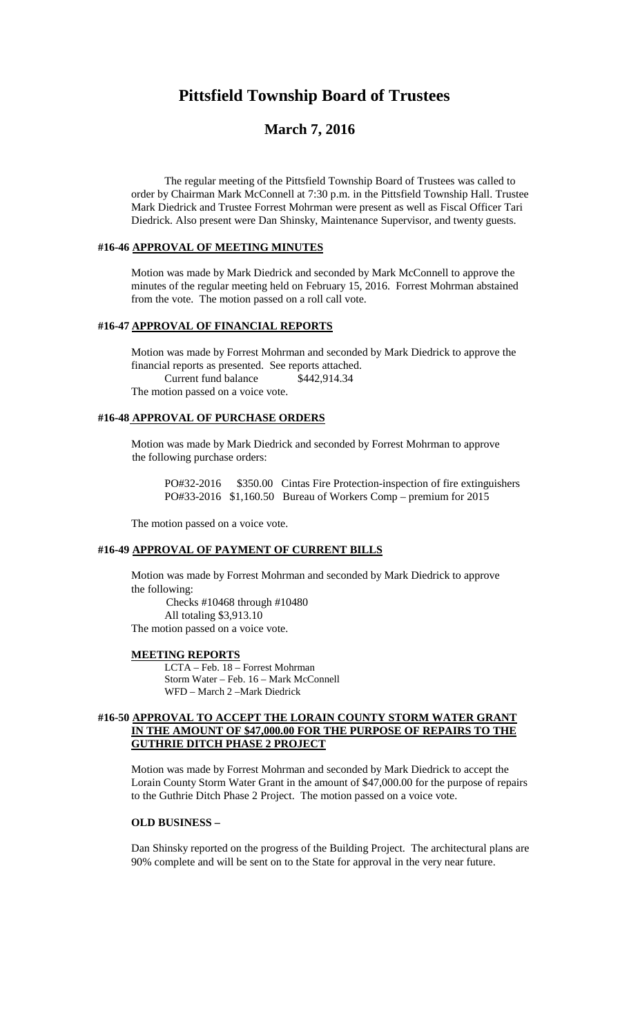# Pittsfield Township Board of Trustees

## March 7, 2016

The regular meeting of the Pittsfield Township Board of Trustees was called to order by Chairman Mark McConnell at 7:30 p.m. in the Pittsfield Township Hall. Trustee Mark Diedrick and Trustee Forrest Mohrman were present as well as Fiscal Officer Tari Diedrick. Also present were Dan Shinsky, Maintenance Supervisor, and twenty guests.

### #16-46 APPROVAL OF MEETING MINUTES

Motion was made by Mark Diedrick and seconded by Mark McConnell to approve the minutes of the regular meeting held on February 15, 2016. Forrest Mohrman abstained from the vote. The motion passed on a roll call vote.

### #16-47 APPROVAL OF FINANCIAL REPORTS

Motion was made by Forrest Mohrman and seconded by Mark Diedrick to approve the financial reports as presented. See reports attached.

Current fund balance $442,914.34

The motion passed on a voice vote.

### #16-48 APPROVAL OF PURCHASE ORDERS

Motion was made by Mark Diedrick and seconded by Forrest Mohrman to approve the following purchase orders:

PO#32-2016 $350.00 Cintas Fire Protection-inspection of fire extinguishers
PO#33-2016 $1,160.50 Bureau of Workers Comp – premium for 2015

The motion passed on a voice vote.

### #16-49 APPROVAL OF PAYMENT OF CURRENT BILLS

Motion was made by Forrest Mohrman and seconded by Mark Diedrick to approve the following:

Checks #10468 through #10480
All totaling $3,913.10

The motion passed on a voice vote.

### MEETING REPORTS

LCTA – Feb. 18 – Forrest Mohrman
Storm Water – Feb. 16 – Mark McConnell
WFD – March 2 –Mark Diedrick

### #16-50 APPROVAL TO ACCEPT THE LORAIN COUNTY STORM WATER GRANT IN THE AMOUNT OF $47,000.00 FOR THE PURPOSE OF REPAIRS TO THE GUTHRIE DITCH PHASE 2 PROJECT

Motion was made by Forrest Mohrman and seconded by Mark Diedrick to accept the Lorain County Storm Water Grant in the amount of $47,000.00 for the purpose of repairs to the Guthrie Ditch Phase 2 Project. The motion passed on a voice vote.

### OLD BUSINESS –

Dan Shinsky reported on the progress of the Building Project. The architectural plans are 90% complete and will be sent on to the State for approval in the very near future.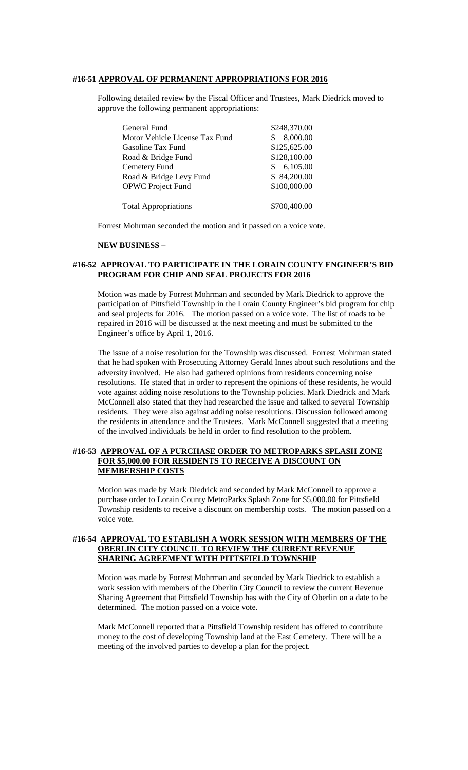**#16-51 APPROVAL OF PERMANENT APPROPRIATIONS FOR 2016**

Following detailed review by the Fiscal Officer and Trustees, Mark Diedrick moved to approve the following permanent appropriations:

| | |
|---|---|
| General Fund | $248,370.00 |
| Motor Vehicle License Tax Fund | $ 8,000.00 |
| Gasoline Tax Fund | $125,625.00 |
| Road & Bridge Fund | $128,100.00 |
| Cemetery Fund | $ 6,105.00 |
| Road & Bridge Levy Fund | $ 84,200.00 |
| OPWC Project Fund | $100,000.00 |
| Total Appropriations | $700,400.00 |

Forrest Mohrman seconded the motion and it passed on a voice vote.

**NEW BUSINESS –**

**#16-52 APPROVAL TO PARTICIPATE IN THE LORAIN COUNTY ENGINEER'S BID PROGRAM FOR CHIP AND SEAL PROJECTS FOR 2016**

Motion was made by Forrest Mohrman and seconded by Mark Diedrick to approve the participation of Pittsfield Township in the Lorain County Engineer's bid program for chip and seal projects for 2016. The motion passed on a voice vote. The list of roads to be repaired in 2016 will be discussed at the next meeting and must be submitted to the Engineer's office by April 1, 2016.

The issue of a noise resolution for the Township was discussed. Forrest Mohrman stated that he had spoken with Prosecuting Attorney Gerald Innes about such resolutions and the adversity involved. He also had gathered opinions from residents concerning noise resolutions. He stated that in order to represent the opinions of these residents, he would vote against adding noise resolutions to the Township policies. Mark Diedrick and Mark McConnell also stated that they had researched the issue and talked to several Township residents. They were also against adding noise resolutions. Discussion followed among the residents in attendance and the Trustees. Mark McConnell suggested that a meeting of the involved individuals be held in order to find resolution to the problem.

**#16-53 APPROVAL OF A PURCHASE ORDER TO METROPARKS SPLASH ZONE FOR $5,000.00 FOR RESIDENTS TO RECEIVE A DISCOUNT ON MEMBERSHIP COSTS**

Motion was made by Mark Diedrick and seconded by Mark McConnell to approve a purchase order to Lorain County MetroParks Splash Zone for $5,000.00 for Pittsfield Township residents to receive a discount on membership costs. The motion passed on a voice vote.

**#16-54 APPROVAL TO ESTABLISH A WORK SESSION WITH MEMBERS OF THE OBERLIN CITY COUNCIL TO REVIEW THE CURRENT REVENUE SHARING AGREEMENT WITH PITTSFIELD TOWNSHIP**

Motion was made by Forrest Mohrman and seconded by Mark Diedrick to establish a work session with members of the Oberlin City Council to review the current Revenue Sharing Agreement that Pittsfield Township has with the City of Oberlin on a date to be determined. The motion passed on a voice vote.

Mark McConnell reported that a Pittsfield Township resident has offered to contribute money to the cost of developing Township land at the East Cemetery. There will be a meeting of the involved parties to develop a plan for the project.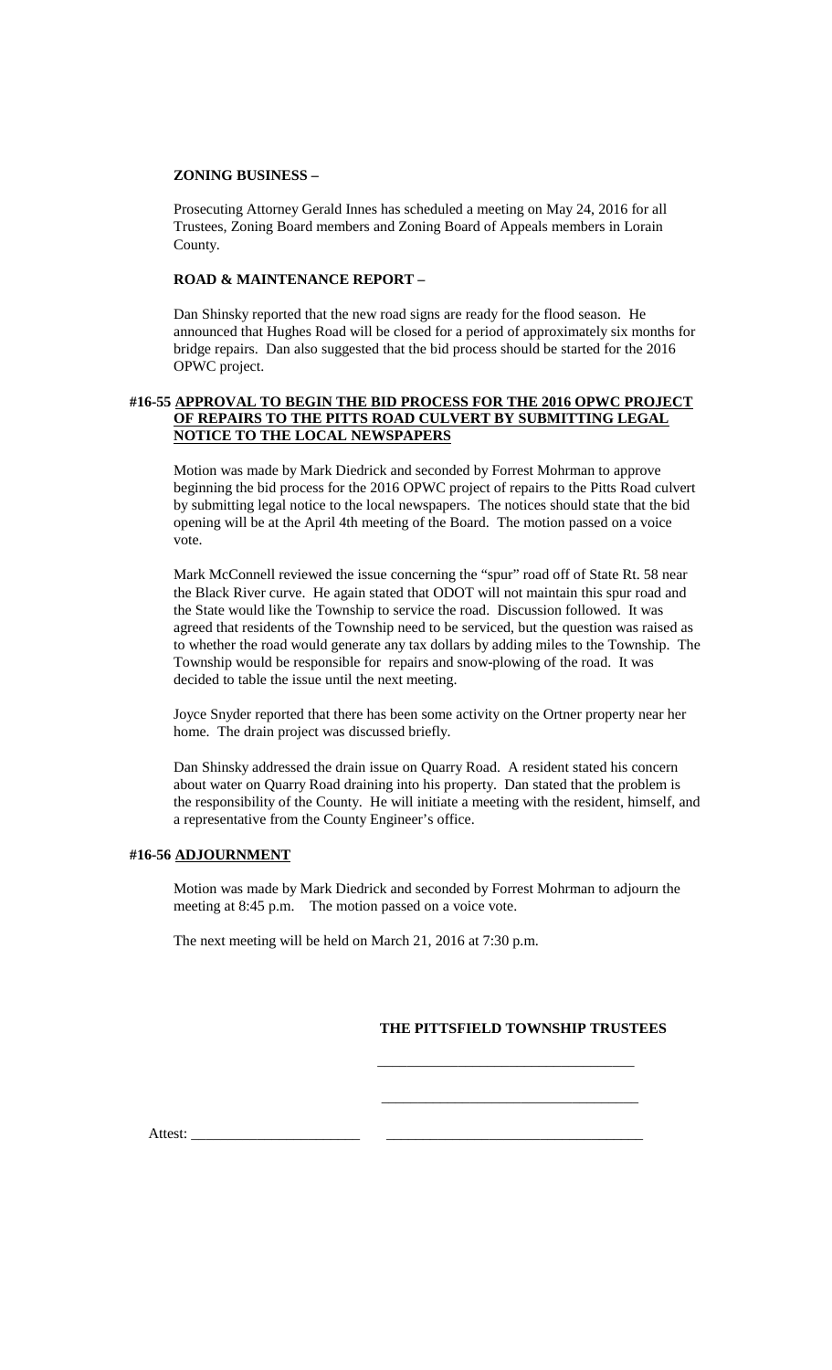**ZONING BUSINESS –**

Prosecuting Attorney Gerald Innes has scheduled a meeting on May 24, 2016 for all Trustees, Zoning Board members and Zoning Board of Appeals members in Lorain County.

**ROAD & MAINTENANCE REPORT –**

Dan Shinsky reported that the new road signs are ready for the flood season. He announced that Hughes Road will be closed for a period of approximately six months for bridge repairs. Dan also suggested that the bid process should be started for the 2016 OPWC project.

**#16-55 APPROVAL TO BEGIN THE BID PROCESS FOR THE 2016 OPWC PROJECT OF REPAIRS TO THE PITTS ROAD CULVERT BY SUBMITTING LEGAL NOTICE TO THE LOCAL NEWSPAPERS**

Motion was made by Mark Diedrick and seconded by Forrest Mohrman to approve beginning the bid process for the 2016 OPWC project of repairs to the Pitts Road culvert by submitting legal notice to the local newspapers. The notices should state that the bid opening will be at the April 4th meeting of the Board. The motion passed on a voice vote.

Mark McConnell reviewed the issue concerning the "spur" road off of State Rt. 58 near the Black River curve. He again stated that ODOT will not maintain this spur road and the State would like the Township to service the road. Discussion followed. It was agreed that residents of the Township need to be serviced, but the question was raised as to whether the road would generate any tax dollars by adding miles to the Township. The Township would be responsible for repairs and snow-plowing of the road. It was decided to table the issue until the next meeting.

Joyce Snyder reported that there has been some activity on the Ortner property near her home. The drain project was discussed briefly.

Dan Shinsky addressed the drain issue on Quarry Road. A resident stated his concern about water on Quarry Road draining into his property. Dan stated that the problem is the responsibility of the County. He will initiate a meeting with the resident, himself, and a representative from the County Engineer's office.

**#16-56 ADJOURNMENT**

Motion was made by Mark Diedrick and seconded by Forrest Mohrman to adjourn the meeting at 8:45 p.m. The motion passed on a voice vote.

The next meeting will be held on March 21, 2016 at 7:30 p.m.

**THE PITTSFIELD TOWNSHIP TRUSTEES**

\_\_\_\_\_\_\_\_\_\_\_\_\_\_\_\_\_\_\_\_\_\_\_\_\_\_\_\_\_\_\_\_\_\_\_

\_\_\_\_\_\_\_\_\_\_\_\_\_\_\_\_\_\_\_\_\_\_\_\_\_\_\_\_\_\_\_\_\_\_\_

Attest: \_\_\_\_\_\_\_\_\_\_\_\_\_\_\_\_\_\_\_\_\_\_\_ \_\_\_\_\_\_\_\_\_\_\_\_\_\_\_\_\_\_\_\_\_\_\_\_\_\_\_\_\_\_\_\_\_\_\_